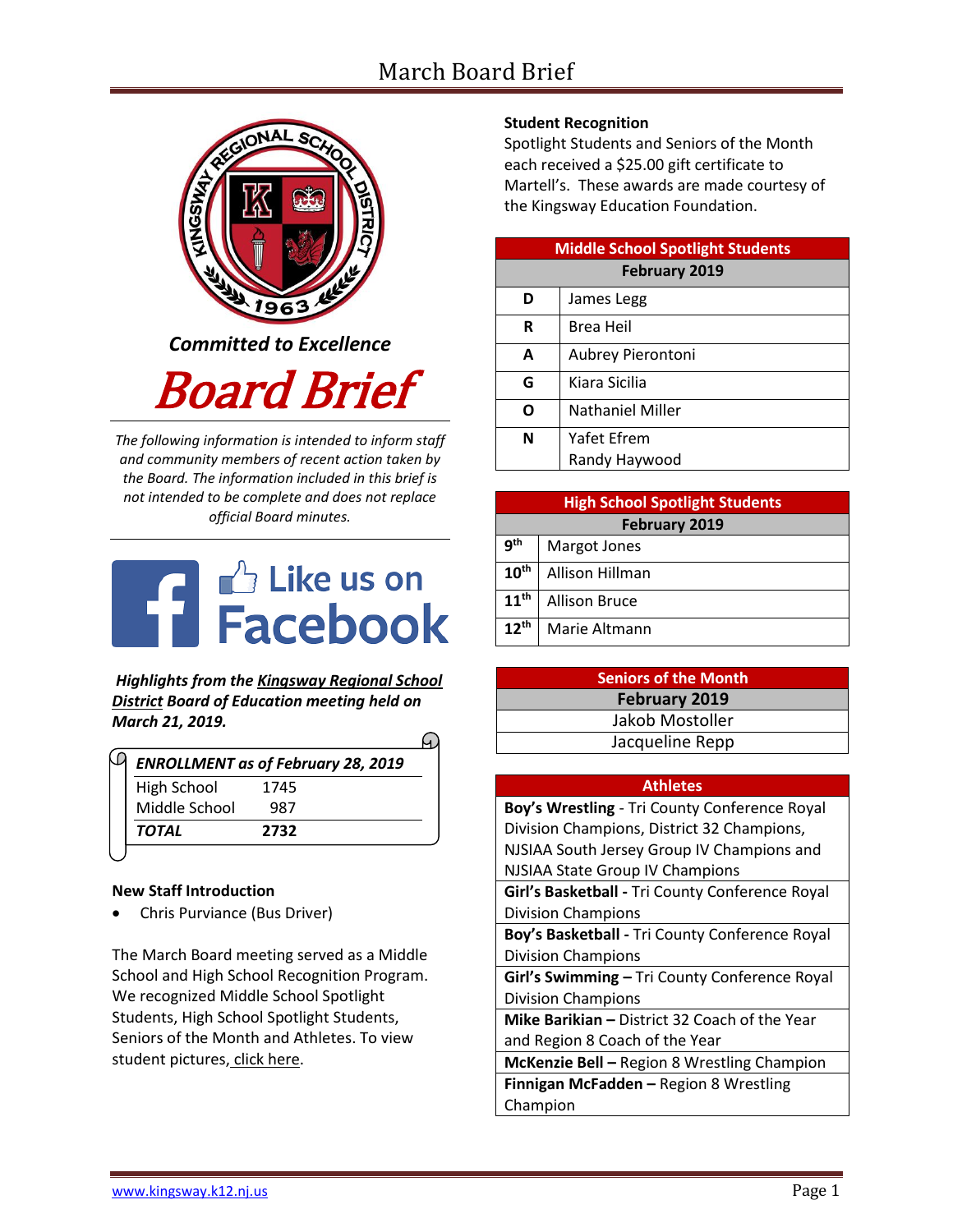# March Board Brief

*Committed to Excellence*

# Board Brief

*The following information is intended to inform staff and community members of recent action taken by the Board. The information included in this brief is not intended to be complete and does not replace official Board minutes.*

Like us on Facebook

***Highlights from the Kingsway Regional School District Board of Education meeting held on March 21, 2019.***

| ***ENROLLMENT as of February 28, 2019*** | |
|---|---|
| High School | 1745 |
| Middle School | 987 |
| ***TOTAL*** | **2732** |

**New Staff Introduction**

- Chris Purviance (Bus Driver)

The March Board meeting served as a Middle School and High School Recognition Program. We recognized Middle School Spotlight Students, High School Spotlight Students, Seniors of the Month and Athletes. To view student pictures, click here.

**Student Recognition**

Spotlight Students and Seniors of the Month each received a $25.00 gift certificate to Martell's. These awards are made courtesy of the Kingsway Education Foundation.

| **Middle School Spotlight Students** | |
|---|---|
| **February 2019** | |
| **D** | James Legg |
| **R** | Brea Heil |
| **A** | Aubrey Pierontoni |
| **G** | Kiara Sicilia |
| **O** | Nathaniel Miller |
| **N** | Yafet Efrem<br>Randy Haywood |

| **High School Spotlight Students** | |
|---|---|
| **February 2019** | |
| **9th** | Margot Jones |
| **10th** | Allison Hillman |
| **11th** | Allison Bruce |
| **12th** | Marie Altmann |

| **Seniors of the Month** |
|---|
| **February 2019** |
| Jakob Mostoller |
| Jacqueline Repp |

| **Athletes** |
|---|
| **Boy's Wrestling** - Tri County Conference Royal Division Champions, District 32 Champions, NJSIAA South Jersey Group IV Champions and NJSIAA State Group IV Champions |
| **Girl's Basketball -** Tri County Conference Royal Division Champions |
| **Boy's Basketball -** Tri County Conference Royal Division Champions |
| **Girl's Swimming –** Tri County Conference Royal Division Champions |
| **Mike Barikian –** District 32 Coach of the Year and Region 8 Coach of the Year |
| **McKenzie Bell –** Region 8 Wrestling Champion |
| **Finnigan McFadden –** Region 8 Wrestling Champion |

www.kingsway.k12.nj.us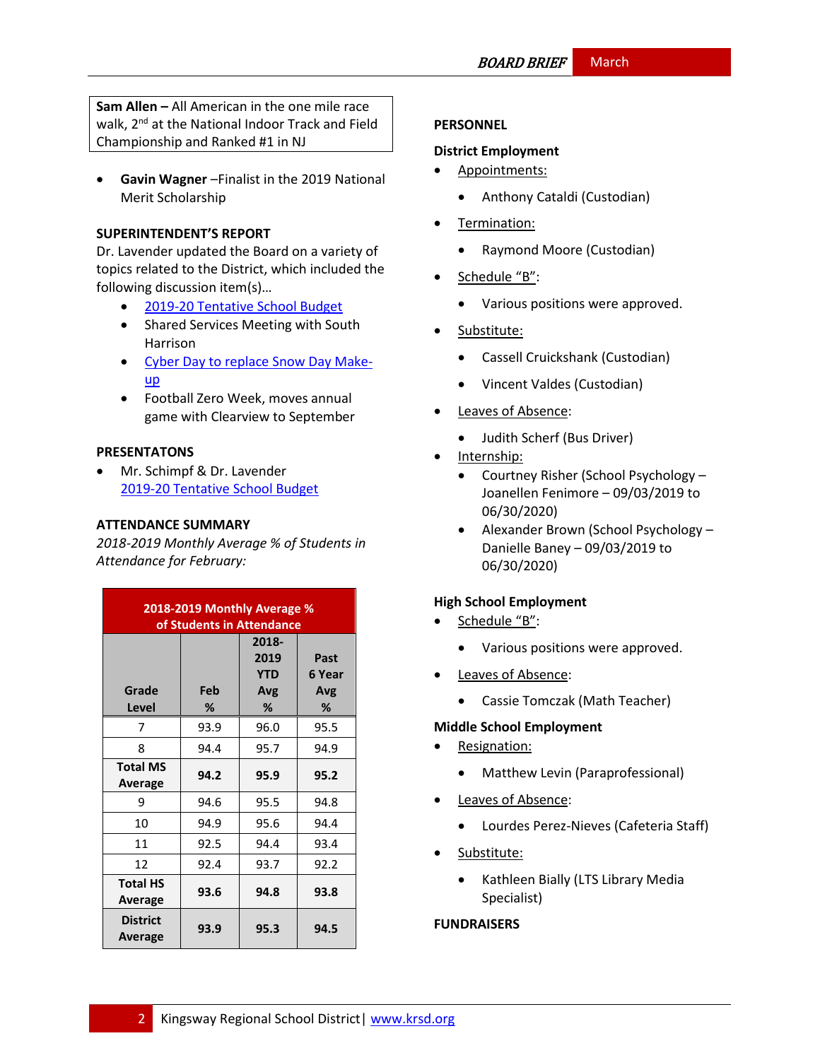**Sam Allen –** All American in the one mile race walk, 2nd at the National Indoor Track and Field Championship and Ranked #1 in NJ

- **Gavin Wagner** –Finalist in the 2019 National Merit Scholarship

### SUPERINTENDENT'S REPORT

Dr. Lavender updated the Board on a variety of topics related to the District, which included the following discussion item(s)…

- 2019-20 Tentative School Budget
- Shared Services Meeting with South Harrison
- Cyber Day to replace Snow Day Make-up
- Football Zero Week, moves annual game with Clearview to September

### PRESENTATONS

- Mr. Schimpf & Dr. Lavender 2019-20 Tentative School Budget

### ATTENDANCE SUMMARY

*2018-2019 Monthly Average % of Students in Attendance for February:*

| 2018-2019 Monthly Average % of Students in Attendance | | | |
|---|---|---|---|
| Grade Level | Feb % | 2018-2019 YTD Avg % | Past 6 Year Avg % |
| 7 | 93.9 | 96.0 | 95.5 |
| 8 | 94.4 | 95.7 | 94.9 |
| **Total MS Average** | **94.2** | **95.9** | **95.2** |
| 9 | 94.6 | 95.5 | 94.8 |
| 10 | 94.9 | 95.6 | 94.4 |
| 11 | 92.5 | 94.4 | 93.4 |
| 12 | 92.4 | 93.7 | 92.2 |
| **Total HS Average** | **93.6** | **94.8** | **93.8** |
| **District Average** | **93.9** | **95.3** | **94.5** |

### PERSONNEL

**District Employment**

- Appointments:
  - Anthony Cataldi (Custodian)
- Termination:
  - Raymond Moore (Custodian)
- Schedule "B":
  - Various positions were approved.
- Substitute:
  - Cassell Cruickshank (Custodian)
  - Vincent Valdes (Custodian)
- Leaves of Absence:
  - Judith Scherf (Bus Driver)
- Internship:
  - Courtney Risher (School Psychology – Joanellen Fenimore – 09/03/2019 to 06/30/2020)
  - Alexander Brown (School Psychology – Danielle Baney – 09/03/2019 to 06/30/2020)

**High School Employment**

- Schedule "B":
  - Various positions were approved.
- Leaves of Absence:
  - Cassie Tomczak (Math Teacher)

**Middle School Employment**

- Resignation:
  - Matthew Levin (Paraprofessional)
- Leaves of Absence:
  - Lourdes Perez-Nieves (Cafeteria Staff)
- Substitute:
  - Kathleen Bially (LTS Library Media Specialist)

### FUNDRAISERS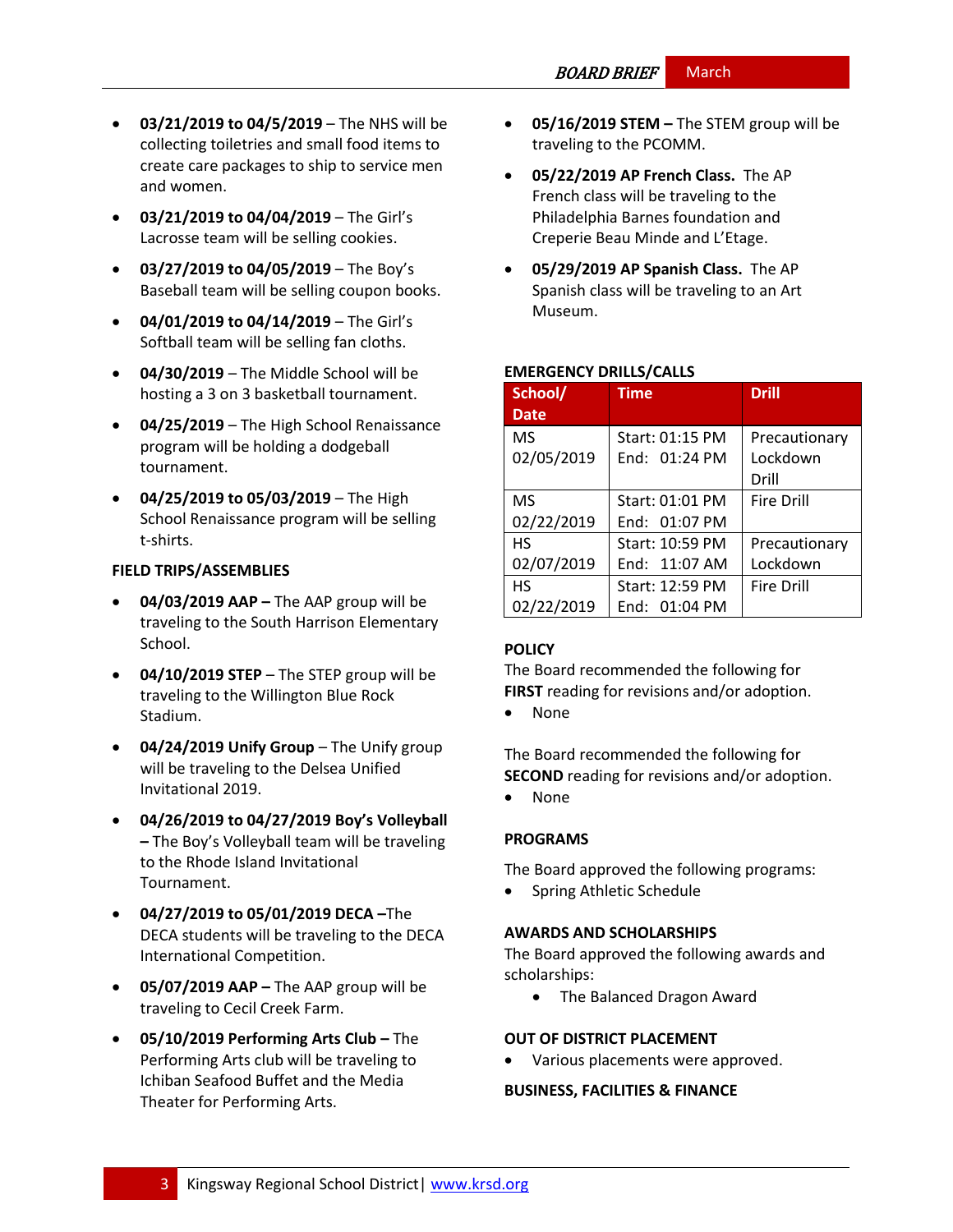- **03/21/2019 to 04/5/2019** – The NHS will be collecting toiletries and small food items to create care packages to ship to service men and women.
- **03/21/2019 to 04/04/2019** – The Girl's Lacrosse team will be selling cookies.
- **03/27/2019 to 04/05/2019** – The Boy's Baseball team will be selling coupon books.
- **04/01/2019 to 04/14/2019** – The Girl's Softball team will be selling fan cloths.
- **04/30/2019** – The Middle School will be hosting a 3 on 3 basketball tournament.
- **04/25/2019** – The High School Renaissance program will be holding a dodgeball tournament.
- **04/25/2019 to 05/03/2019** – The High School Renaissance program will be selling t-shirts.

**FIELD TRIPS/ASSEMBLIES**

- **04/03/2019 AAP –** The AAP group will be traveling to the South Harrison Elementary School.
- **04/10/2019 STEP** – The STEP group will be traveling to the Willington Blue Rock Stadium.
- **04/24/2019 Unify Group** – The Unify group will be traveling to the Delsea Unified Invitational 2019.
- **04/26/2019 to 04/27/2019 Boy's Volleyball –** The Boy's Volleyball team will be traveling to the Rhode Island Invitational Tournament.
- **04/27/2019 to 05/01/2019 DECA –**The DECA students will be traveling to the DECA International Competition.
- **05/07/2019 AAP –** The AAP group will be traveling to Cecil Creek Farm.
- **05/10/2019 Performing Arts Club –** The Performing Arts club will be traveling to Ichiban Seafood Buffet and the Media Theater for Performing Arts.
- **05/16/2019 STEM –** The STEM group will be traveling to the PCOMM.
- **05/22/2019 AP French Class.** The AP French class will be traveling to the Philadelphia Barnes foundation and Creperie Beau Minde and L'Etage.
- **05/29/2019 AP Spanish Class.** The AP Spanish class will be traveling to an Art Museum.

**EMERGENCY DRILLS/CALLS**

| School/ Date | Time | Drill |
|---|---|---|
| MS 02/05/2019 | Start: 01:15 PM End: 01:24 PM | Precautionary Lockdown Drill |
| MS 02/22/2019 | Start: 01:01 PM End: 01:07 PM | Fire Drill |
| HS 02/07/2019 | Start: 10:59 PM End: 11:07 AM | Precautionary Lockdown |
| HS 02/22/2019 | Start: 12:59 PM End: 01:04 PM | Fire Drill |

**POLICY**

The Board recommended the following for **FIRST** reading for revisions and/or adoption.

- None

The Board recommended the following for **SECOND** reading for revisions and/or adoption.

- None

**PROGRAMS**

The Board approved the following programs:

- Spring Athletic Schedule

**AWARDS AND SCHOLARSHIPS**

The Board approved the following awards and scholarships:

- The Balanced Dragon Award

**OUT OF DISTRICT PLACEMENT**

- Various placements were approved.

**BUSINESS, FACILITIES & FINANCE**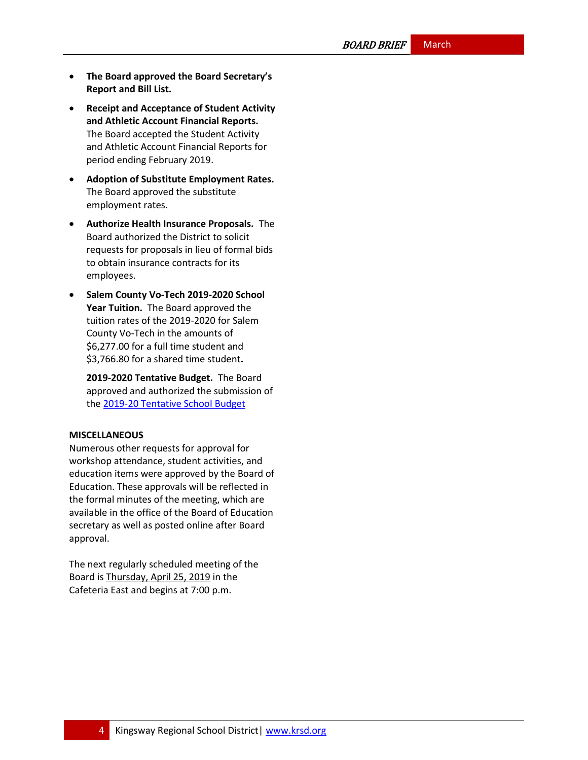- **The Board approved the Board Secretary's Report and Bill List.**
- **Receipt and Acceptance of Student Activity and Athletic Account Financial Reports.** The Board accepted the Student Activity and Athletic Account Financial Reports for period ending February 2019.
- **Adoption of Substitute Employment Rates.** The Board approved the substitute employment rates.
- **Authorize Health Insurance Proposals.** The Board authorized the District to solicit requests for proposals in lieu of formal bids to obtain insurance contracts for its employees.
- **Salem County Vo-Tech 2019-2020 School Year Tuition.** The Board approved the tuition rates of the 2019-2020 for Salem County Vo-Tech in the amounts of $6,277.00 for a full time student and $3,766.80 for a shared time student**.**

  **2019-2020 Tentative Budget.** The Board approved and authorized the submission of the 2019-20 Tentative School Budget

**MISCELLANEOUS**

Numerous other requests for approval for workshop attendance, student activities, and education items were approved by the Board of Education. These approvals will be reflected in the formal minutes of the meeting, which are available in the office of the Board of Education secretary as well as posted online after Board approval.

The next regularly scheduled meeting of the Board is Thursday, April 25, 2019 in the Cafeteria East and begins at 7:00 p.m.